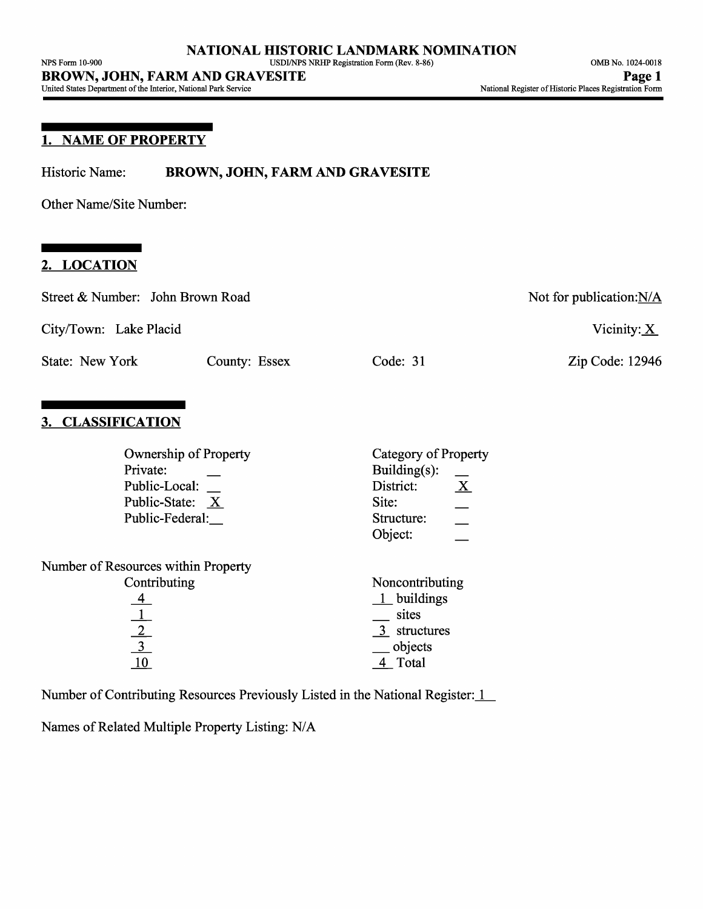# NATIONAL HISTORIC LANDMARK NOMINATION

## 1. NAME OF PROPERTY

Historic Name: **BROWN, JOHN, FARM AND GRAVESITE**

Other Name/Site Number:

## 2. LOCATION

Street & Number: John Brown Road

Not for publication: N/A

City/Town: Lake Placid

Vicinity: X

State: New York

County: Essex

Code: 31

Zip Code: 12946

## 3. CLASSIFICATION

| Ownership of Property | | Category of Property | |
|---|---|---|---|
| Private: | __ | Building(s): | __ |
| Public-Local: | __ | District: | X |
| Public-State: | X | Site: | __ |
| Public-Federal: | __ | Structure: | __ |
| | | Object: | __ |

Number of Resources within Property

| Contributing | Noncontributing | |
|---|---|---|
| 4 | 1 | buildings |
| 1 | __ | sites |
| 2 | 3 | structures |
| 3 | __ | objects |
| 10 | 4 | Total |

Number of Contributing Resources Previously Listed in the National Register: 1

Names of Related Multiple Property Listing: N/A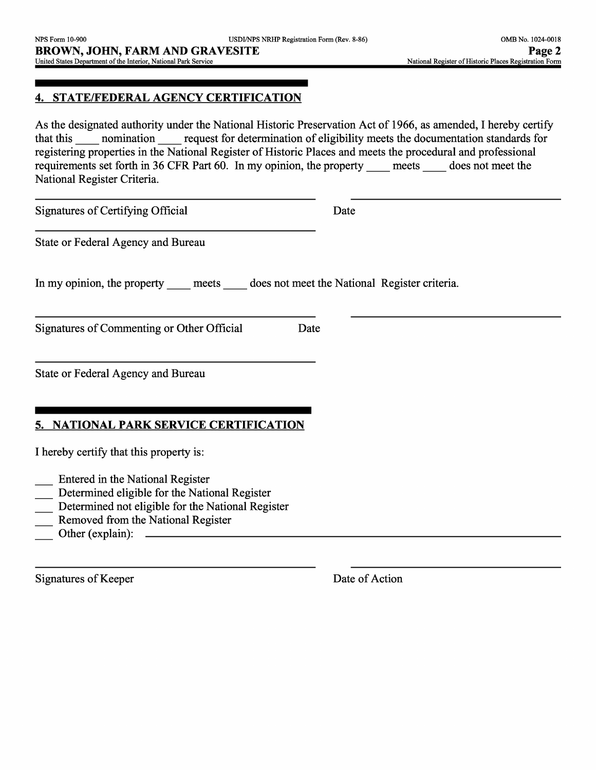## 4. STATE/FEDERAL AGENCY CERTIFICATION

As the designated authority under the National Historic Preservation Act of 1966, as amended, I hereby certify that this ____ nomination ____ request for determination of eligibility meets the documentation standards for registering properties in the National Register of Historic Places and meets the procedural and professional requirements set forth in 36 CFR Part 60. In my opinion, the property ____ meets ____ does not meet the National Register Criteria.

Signatures of Certifying Official Date

State or Federal Agency and Bureau

In my opinion, the property ____ meets ____ does not meet the National Register criteria.

Signatures of Commenting or Other Official Date

State or Federal Agency and Bureau

## 5. NATIONAL PARK SERVICE CERTIFICATION

I hereby certify that this property is:

___ Entered in the National Register
___ Determined eligible for the National Register
___ Determined not eligible for the National Register
___ Removed from the National Register
___ Other (explain):

Signatures of Keeper Date of Action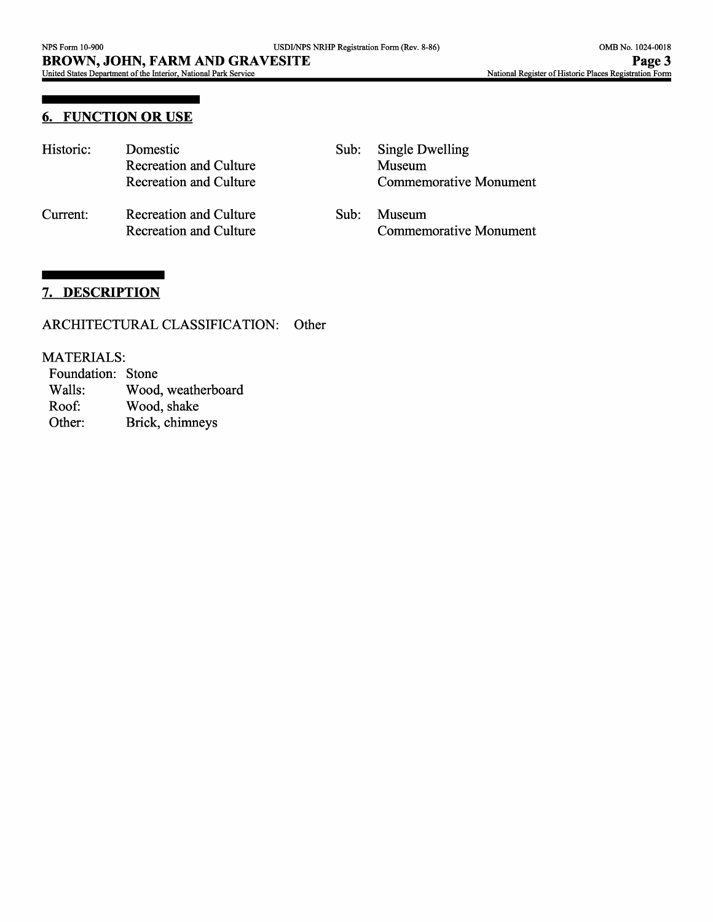## 6. FUNCTION OR USE

| | | | |
|---|---|---|---|
| Historic: | Domestic | Sub: | Single Dwelling |
| | Recreation and Culture | | Museum |
| | Recreation and Culture | | Commemorative Monument |
| Current: | Recreation and Culture | Sub: | Museum |
| | Recreation and Culture | | Commemorative Monument |

## 7. DESCRIPTION

ARCHITECTURAL CLASSIFICATION: Other

MATERIALS:

| | |
|---|---|
| Foundation: | Stone |
| Walls: | Wood, weatherboard |
| Roof: | Wood, shake |
| Other: | Brick, chimneys |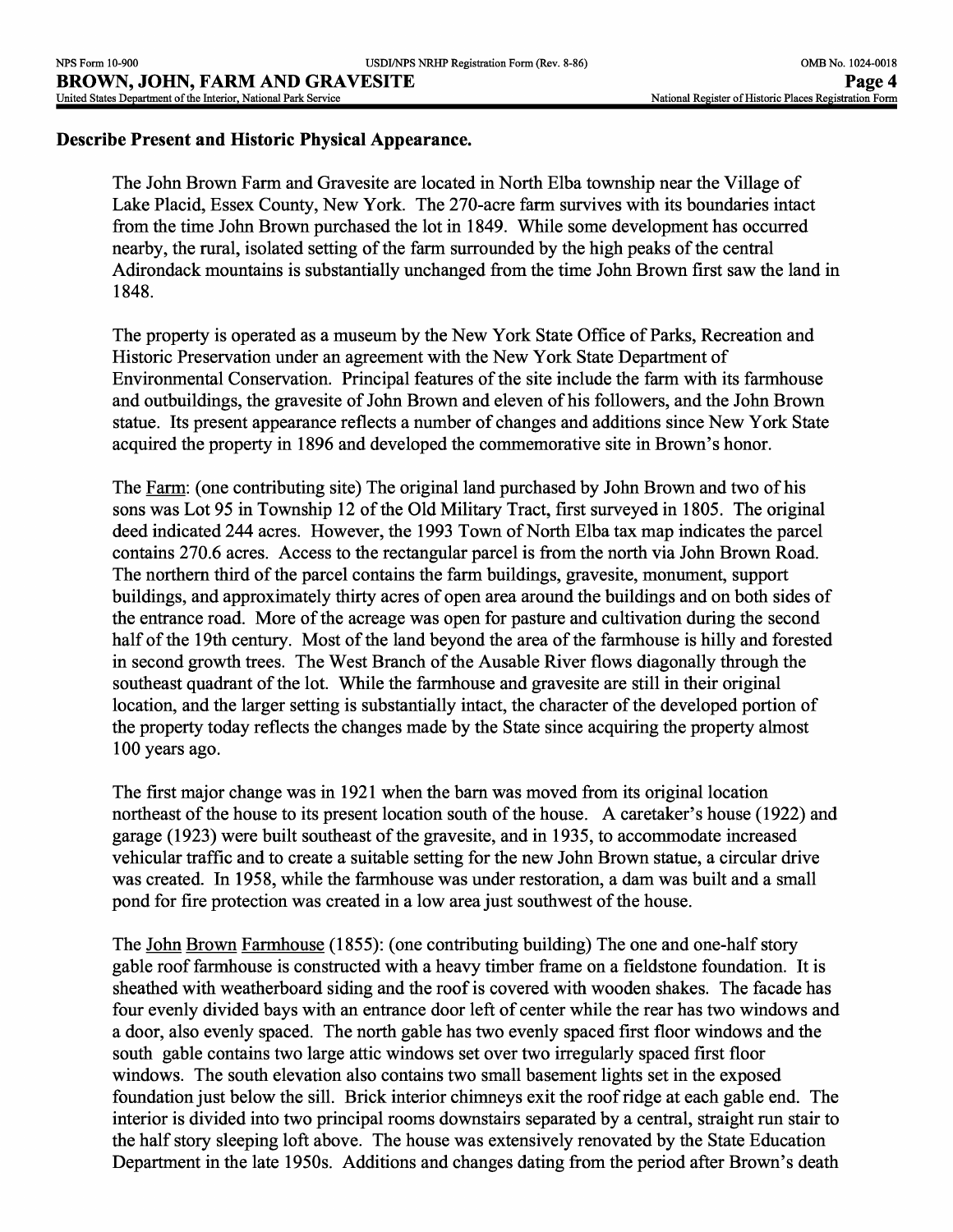**Describe Present and Historic Physical Appearance.**

The John Brown Farm and Gravesite are located in North Elba township near the Village of Lake Placid, Essex County, New York. The 270-acre farm survives with its boundaries intact from the time John Brown purchased the lot in 1849. While some development has occurred nearby, the rural, isolated setting of the farm surrounded by the high peaks of the central Adirondack mountains is substantially unchanged from the time John Brown first saw the land in 1848.

The property is operated as a museum by the New York State Office of Parks, Recreation and Historic Preservation under an agreement with the New York State Department of Environmental Conservation. Principal features of the site include the farm with its farmhouse and outbuildings, the gravesite of John Brown and eleven of his followers, and the John Brown statue. Its present appearance reflects a number of changes and additions since New York State acquired the property in 1896 and developed the commemorative site in Brown's honor.

The Farm: (one contributing site) The original land purchased by John Brown and two of his sons was Lot 95 in Township 12 of the Old Military Tract, first surveyed in 1805. The original deed indicated 244 acres. However, the 1993 Town of North Elba tax map indicates the parcel contains 270.6 acres. Access to the rectangular parcel is from the north via John Brown Road. The northern third of the parcel contains the farm buildings, gravesite, monument, support buildings, and approximately thirty acres of open area around the buildings and on both sides of the entrance road. More of the acreage was open for pasture and cultivation during the second half of the 19th century. Most of the land beyond the area of the farmhouse is hilly and forested in second growth trees. The West Branch of the Ausable River flows diagonally through the southeast quadrant of the lot. While the farmhouse and gravesite are still in their original location, and the larger setting is substantially intact, the character of the developed portion of the property today reflects the changes made by the State since acquiring the property almost 100 years ago.

The first major change was in 1921 when the barn was moved from its original location northeast of the house to its present location south of the house. A caretaker's house (1922) and garage (1923) were built southeast of the gravesite, and in 1935, to accommodate increased vehicular traffic and to create a suitable setting for the new John Brown statue, a circular drive was created. In 1958, while the farmhouse was under restoration, a dam was built and a small pond for fire protection was created in a low area just southwest of the house.

The John Brown Farmhouse (1855): (one contributing building) The one and one-half story gable roof farmhouse is constructed with a heavy timber frame on a fieldstone foundation. It is sheathed with weatherboard siding and the roof is covered with wooden shakes. The facade has four evenly divided bays with an entrance door left of center while the rear has two windows and a door, also evenly spaced. The north gable has two evenly spaced first floor windows and the south gable contains two large attic windows set over two irregularly spaced first floor windows. The south elevation also contains two small basement lights set in the exposed foundation just below the sill. Brick interior chimneys exit the roof ridge at each gable end. The interior is divided into two principal rooms downstairs separated by a central, straight run stair to the half story sleeping loft above. The house was extensively renovated by the State Education Department in the late 1950s. Additions and changes dating from the period after Brown's death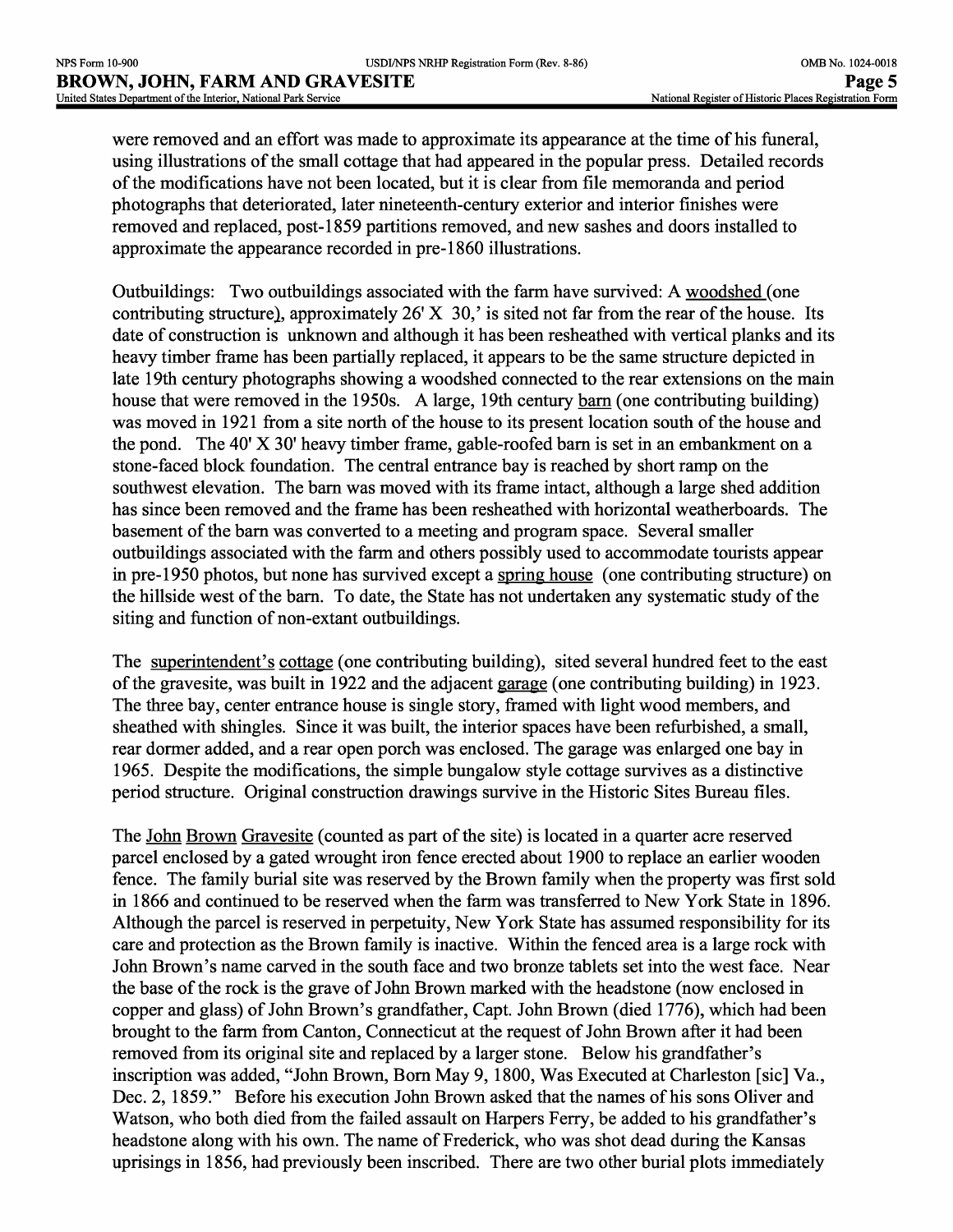were removed and an effort was made to approximate its appearance at the time of his funeral, using illustrations of the small cottage that had appeared in the popular press. Detailed records of the modifications have not been located, but it is clear from file memoranda and period photographs that deteriorated, later nineteenth-century exterior and interior finishes were removed and replaced, post-1859 partitions removed, and new sashes and doors installed to approximate the appearance recorded in pre-1860 illustrations.

Outbuildings: Two outbuildings associated with the farm have survived: A woodshed (one contributing structure), approximately 26' X 30,' is sited not far from the rear of the house. Its date of construction is unknown and although it has been resheathed with vertical planks and its heavy timber frame has been partially replaced, it appears to be the same structure depicted in late 19th century photographs showing a woodshed connected to the rear extensions on the main house that were removed in the 1950s. A large, 19th century barn (one contributing building) was moved in 1921 from a site north of the house to its present location south of the house and the pond. The 40' X 30' heavy timber frame, gable-roofed barn is set in an embankment on a stone-faced block foundation. The central entrance bay is reached by short ramp on the southwest elevation. The barn was moved with its frame intact, although a large shed addition has since been removed and the frame has been resheathed with horizontal weatherboards. The basement of the barn was converted to a meeting and program space. Several smaller outbuildings associated with the farm and others possibly used to accommodate tourists appear in pre-1950 photos, but none has survived except a spring house (one contributing structure) on the hillside west of the barn. To date, the State has not undertaken any systematic study of the siting and function of non-extant outbuildings.

The superintendent's cottage (one contributing building), sited several hundred feet to the east of the gravesite, was built in 1922 and the adjacent garage (one contributing building) in 1923. The three bay, center entrance house is single story, framed with light wood members, and sheathed with shingles. Since it was built, the interior spaces have been refurbished, a small, rear dormer added, and a rear open porch was enclosed. The garage was enlarged one bay in 1965. Despite the modifications, the simple bungalow style cottage survives as a distinctive period structure. Original construction drawings survive in the Historic Sites Bureau files.

The John Brown Gravesite (counted as part of the site) is located in a quarter acre reserved parcel enclosed by a gated wrought iron fence erected about 1900 to replace an earlier wooden fence. The family burial site was reserved by the Brown family when the property was first sold in 1866 and continued to be reserved when the farm was transferred to New York State in 1896. Although the parcel is reserved in perpetuity, New York State has assumed responsibility for its care and protection as the Brown family is inactive. Within the fenced area is a large rock with John Brown's name carved in the south face and two bronze tablets set into the west face. Near the base of the rock is the grave of John Brown marked with the headstone (now enclosed in copper and glass) of John Brown's grandfather, Capt. John Brown (died 1776), which had been brought to the farm from Canton, Connecticut at the request of John Brown after it had been removed from its original site and replaced by a larger stone. Below his grandfather's inscription was added, "John Brown, Born May 9, 1800, Was Executed at Charleston [sic] Va., Dec. 2, 1859." Before his execution John Brown asked that the names of his sons Oliver and Watson, who both died from the failed assault on Harpers Ferry, be added to his grandfather's headstone along with his own. The name of Frederick, who was shot dead during the Kansas uprisings in 1856, had previously been inscribed. There are two other burial plots immediately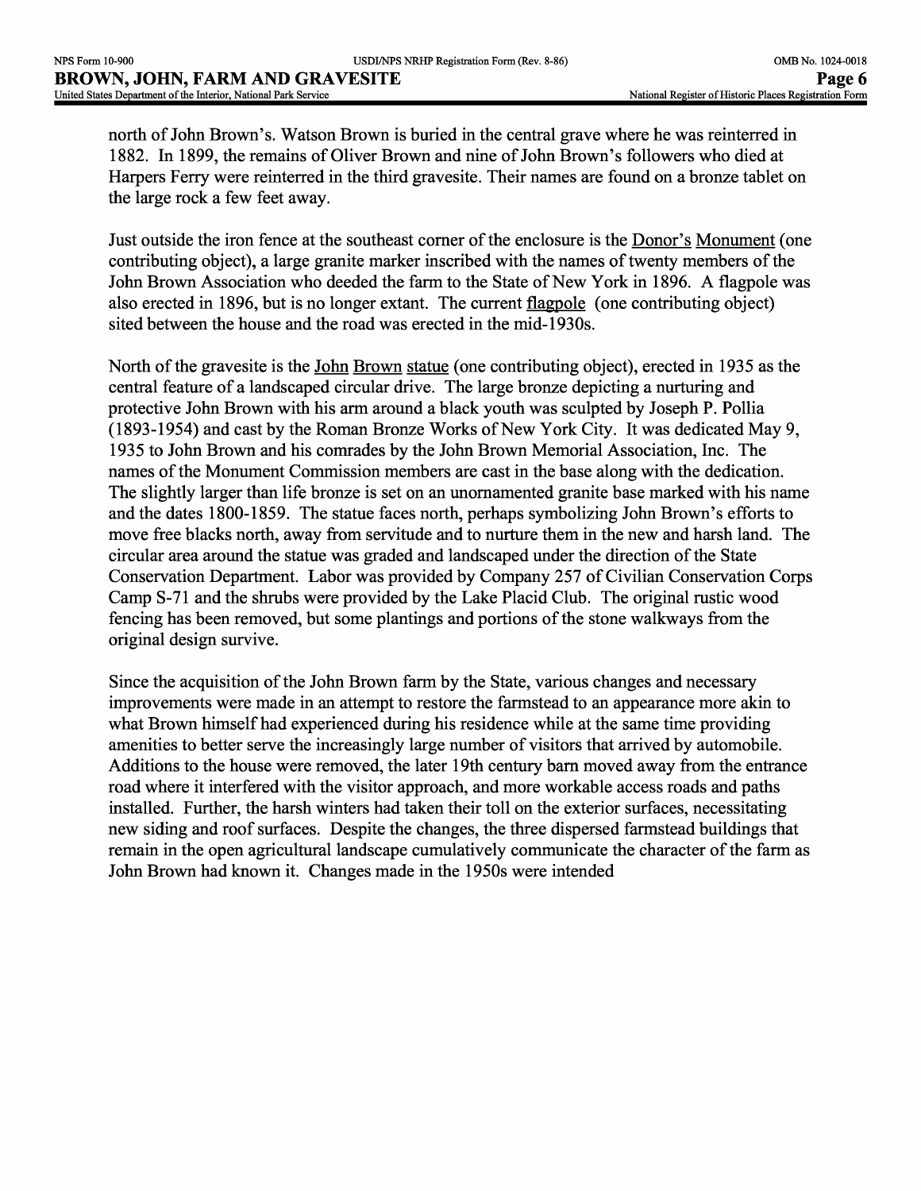north of John Brown's. Watson Brown is buried in the central grave where he was reinterred in 1882. In 1899, the remains of Oliver Brown and nine of John Brown's followers who died at Harpers Ferry were reinterred in the third gravesite. Their names are found on a bronze tablet on the large rock a few feet away.

Just outside the iron fence at the southeast corner of the enclosure is the Donor's Monument (one contributing object), a large granite marker inscribed with the names of twenty members of the John Brown Association who deeded the farm to the State of New York in 1896. A flagpole was also erected in 1896, but is no longer extant. The current flagpole (one contributing object) sited between the house and the road was erected in the mid-1930s.

North of the gravesite is the John Brown statue (one contributing object), erected in 1935 as the central feature of a landscaped circular drive. The large bronze depicting a nurturing and protective John Brown with his arm around a black youth was sculpted by Joseph P. Pollia (1893-1954) and cast by the Roman Bronze Works of New York City. It was dedicated May 9, 1935 to John Brown and his comrades by the John Brown Memorial Association, Inc. The names of the Monument Commission members are cast in the base along with the dedication. The slightly larger than life bronze is set on an unornamented granite base marked with his name and the dates 1800-1859. The statue faces north, perhaps symbolizing John Brown's efforts to move free blacks north, away from servitude and to nurture them in the new and harsh land. The circular area around the statue was graded and landscaped under the direction of the State Conservation Department. Labor was provided by Company 257 of Civilian Conservation Corps Camp S-71 and the shrubs were provided by the Lake Placid Club. The original rustic wood fencing has been removed, but some plantings and portions of the stone walkways from the original design survive.

Since the acquisition of the John Brown farm by the State, various changes and necessary improvements were made in an attempt to restore the farmstead to an appearance more akin to what Brown himself had experienced during his residence while at the same time providing amenities to better serve the increasingly large number of visitors that arrived by automobile. Additions to the house were removed, the later 19th century barn moved away from the entrance road where it interfered with the visitor approach, and more workable access roads and paths installed. Further, the harsh winters had taken their toll on the exterior surfaces, necessitating new siding and roof surfaces. Despite the changes, the three dispersed farmstead buildings that remain in the open agricultural landscape cumulatively communicate the character of the farm as John Brown had known it. Changes made in the 1950s were intended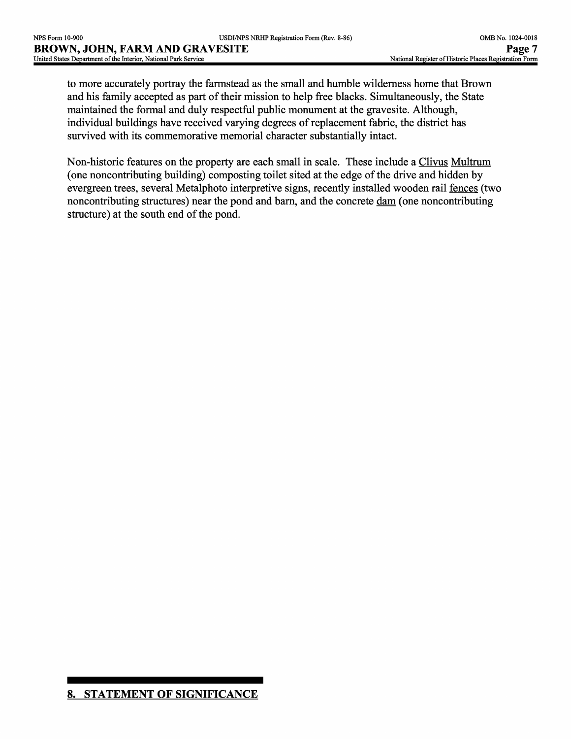to more accurately portray the farmstead as the small and humble wilderness home that Brown and his family accepted as part of their mission to help free blacks. Simultaneously, the State maintained the formal and duly respectful public monument at the gravesite. Although, individual buildings have received varying degrees of replacement fabric, the district has survived with its commemorative memorial character substantially intact.

Non-historic features on the property are each small in scale. These include a Clivus Multrum (one noncontributing building) composting toilet sited at the edge of the drive and hidden by evergreen trees, several Metalphoto interpretive signs, recently installed wooden rail fences (two noncontributing structures) near the pond and barn, and the concrete dam (one noncontributing structure) at the south end of the pond.

## 8. STATEMENT OF SIGNIFICANCE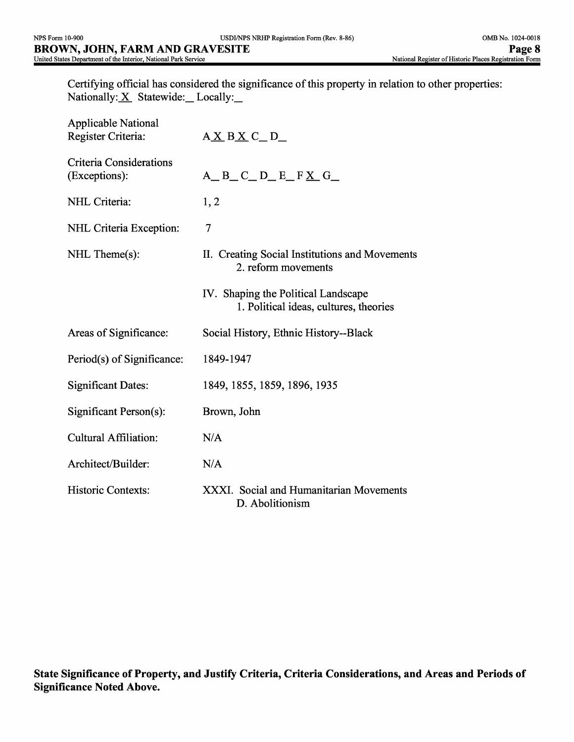Certifying official has considered the significance of this property in relation to other properties:
Nationally: X  Statewide: __ Locally: __

| | |
|---|---|
| Applicable National Register Criteria: | A X  B X  C __ D __ |
| Criteria Considerations (Exceptions): | A __ B __ C __ D __ E __ F X  G __ |
| NHL Criteria: | 1, 2 |
| NHL Criteria Exception: | 7 |
| NHL Theme(s): | II. Creating Social Institutions and Movements<br>2. reform movements<br><br>IV. Shaping the Political Landscape<br>1. Political ideas, cultures, theories |
| Areas of Significance: | Social History, Ethnic History--Black |
| Period(s) of Significance: | 1849-1947 |
| Significant Dates: | 1849, 1855, 1859, 1896, 1935 |
| Significant Person(s): | Brown, John |
| Cultural Affiliation: | N/A |
| Architect/Builder: | N/A |
| Historic Contexts: | XXXI. Social and Humanitarian Movements<br>D. Abolitionism |

**State Significance of Property, and Justify Criteria, Criteria Considerations, and Areas and Periods of Significance Noted Above.**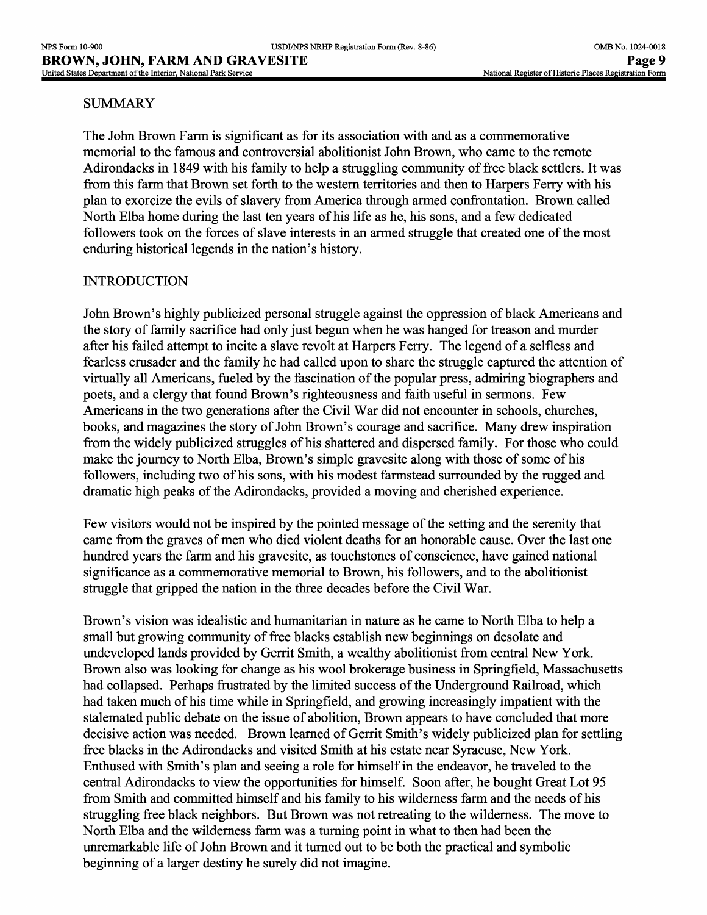## SUMMARY

The John Brown Farm is significant as for its association with and as a commemorative memorial to the famous and controversial abolitionist John Brown, who came to the remote Adirondacks in 1849 with his family to help a struggling community of free black settlers. It was from this farm that Brown set forth to the western territories and then to Harpers Ferry with his plan to exorcize the evils of slavery from America through armed confrontation. Brown called North Elba home during the last ten years of his life as he, his sons, and a few dedicated followers took on the forces of slave interests in an armed struggle that created one of the most enduring historical legends in the nation's history.

## INTRODUCTION

John Brown's highly publicized personal struggle against the oppression of black Americans and the story of family sacrifice had only just begun when he was hanged for treason and murder after his failed attempt to incite a slave revolt at Harpers Ferry. The legend of a selfless and fearless crusader and the family he had called upon to share the struggle captured the attention of virtually all Americans, fueled by the fascination of the popular press, admiring biographers and poets, and a clergy that found Brown's righteousness and faith useful in sermons. Few Americans in the two generations after the Civil War did not encounter in schools, churches, books, and magazines the story of John Brown's courage and sacrifice. Many drew inspiration from the widely publicized struggles of his shattered and dispersed family. For those who could make the journey to North Elba, Brown's simple gravesite along with those of some of his followers, including two of his sons, with his modest farmstead surrounded by the rugged and dramatic high peaks of the Adirondacks, provided a moving and cherished experience.

Few visitors would not be inspired by the pointed message of the setting and the serenity that came from the graves of men who died violent deaths for an honorable cause. Over the last one hundred years the farm and his gravesite, as touchstones of conscience, have gained national significance as a commemorative memorial to Brown, his followers, and to the abolitionist struggle that gripped the nation in the three decades before the Civil War.

Brown's vision was idealistic and humanitarian in nature as he came to North Elba to help a small but growing community of free blacks establish new beginnings on desolate and undeveloped lands provided by Gerrit Smith, a wealthy abolitionist from central New York. Brown also was looking for change as his wool brokerage business in Springfield, Massachusetts had collapsed. Perhaps frustrated by the limited success of the Underground Railroad, which had taken much of his time while in Springfield, and growing increasingly impatient with the stalemated public debate on the issue of abolition, Brown appears to have concluded that more decisive action was needed. Brown learned of Gerrit Smith's widely publicized plan for settling free blacks in the Adirondacks and visited Smith at his estate near Syracuse, New York. Enthused with Smith's plan and seeing a role for himself in the endeavor, he traveled to the central Adirondacks to view the opportunities for himself. Soon after, he bought Great Lot 95 from Smith and committed himself and his family to his wilderness farm and the needs of his struggling free black neighbors. But Brown was not retreating to the wilderness. The move to North Elba and the wilderness farm was a turning point in what to then had been the unremarkable life of John Brown and it turned out to be both the practical and symbolic beginning of a larger destiny he surely did not imagine.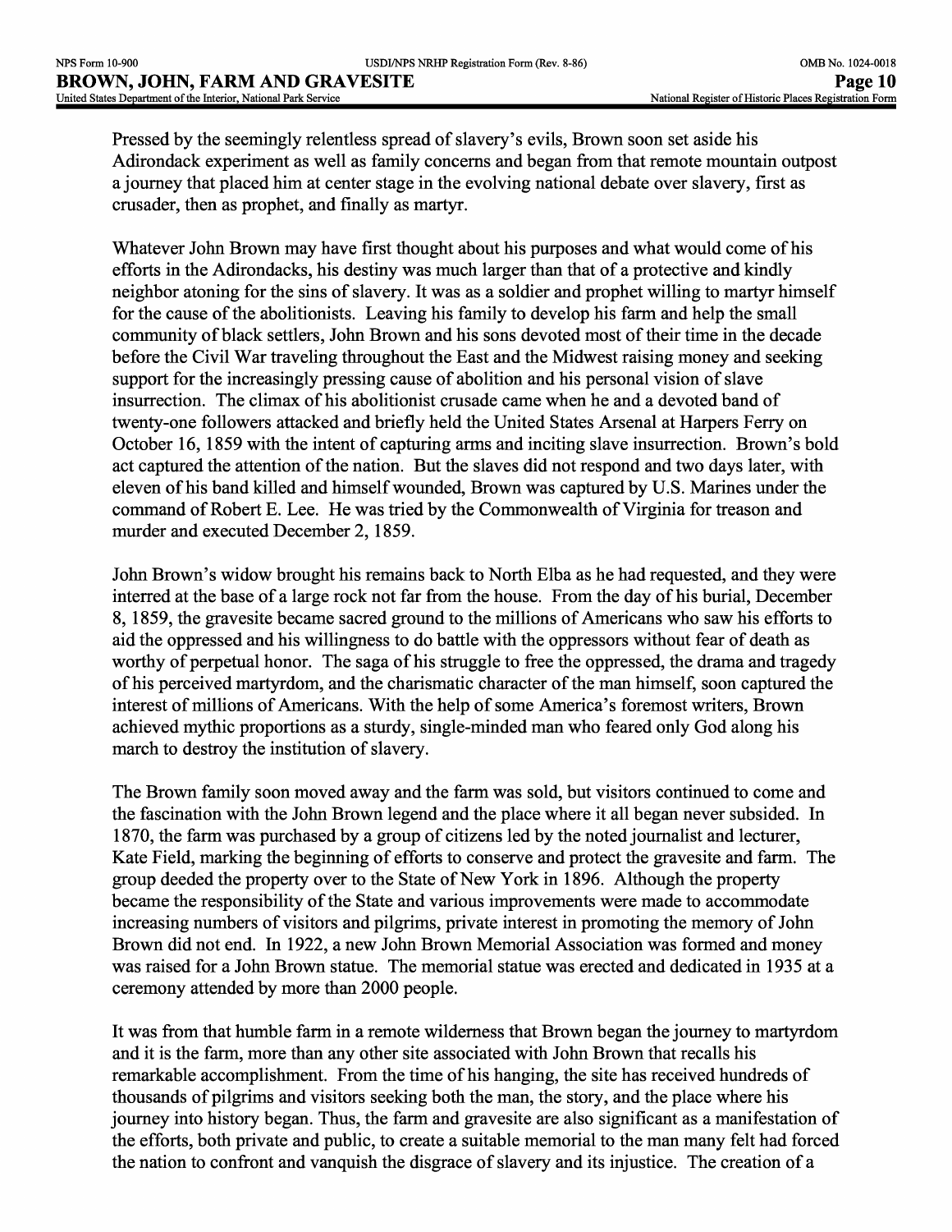Pressed by the seemingly relentless spread of slavery's evils, Brown soon set aside his Adirondack experiment as well as family concerns and began from that remote mountain outpost a journey that placed him at center stage in the evolving national debate over slavery, first as crusader, then as prophet, and finally as martyr.

Whatever John Brown may have first thought about his purposes and what would come of his efforts in the Adirondacks, his destiny was much larger than that of a protective and kindly neighbor atoning for the sins of slavery. It was as a soldier and prophet willing to martyr himself for the cause of the abolitionists. Leaving his family to develop his farm and help the small community of black settlers, John Brown and his sons devoted most of their time in the decade before the Civil War traveling throughout the East and the Midwest raising money and seeking support for the increasingly pressing cause of abolition and his personal vision of slave insurrection. The climax of his abolitionist crusade came when he and a devoted band of twenty-one followers attacked and briefly held the United States Arsenal at Harpers Ferry on October 16, 1859 with the intent of capturing arms and inciting slave insurrection. Brown's bold act captured the attention of the nation. But the slaves did not respond and two days later, with eleven of his band killed and himself wounded, Brown was captured by U.S. Marines under the command of Robert E. Lee. He was tried by the Commonwealth of Virginia for treason and murder and executed December 2, 1859.

John Brown's widow brought his remains back to North Elba as he had requested, and they were interred at the base of a large rock not far from the house. From the day of his burial, December 8, 1859, the gravesite became sacred ground to the millions of Americans who saw his efforts to aid the oppressed and his willingness to do battle with the oppressors without fear of death as worthy of perpetual honor. The saga of his struggle to free the oppressed, the drama and tragedy of his perceived martyrdom, and the charismatic character of the man himself, soon captured the interest of millions of Americans. With the help of some America's foremost writers, Brown achieved mythic proportions as a sturdy, single-minded man who feared only God along his march to destroy the institution of slavery.

The Brown family soon moved away and the farm was sold, but visitors continued to come and the fascination with the John Brown legend and the place where it all began never subsided. In 1870, the farm was purchased by a group of citizens led by the noted journalist and lecturer, Kate Field, marking the beginning of efforts to conserve and protect the gravesite and farm. The group deeded the property over to the State of New York in 1896. Although the property became the responsibility of the State and various improvements were made to accommodate increasing numbers of visitors and pilgrims, private interest in promoting the memory of John Brown did not end. In 1922, a new John Brown Memorial Association was formed and money was raised for a John Brown statue. The memorial statue was erected and dedicated in 1935 at a ceremony attended by more than 2000 people.

It was from that humble farm in a remote wilderness that Brown began the journey to martyrdom and it is the farm, more than any other site associated with John Brown that recalls his remarkable accomplishment. From the time of his hanging, the site has received hundreds of thousands of pilgrims and visitors seeking both the man, the story, and the place where his journey into history began. Thus, the farm and gravesite are also significant as a manifestation of the efforts, both private and public, to create a suitable memorial to the man many felt had forced the nation to confront and vanquish the disgrace of slavery and its injustice. The creation of a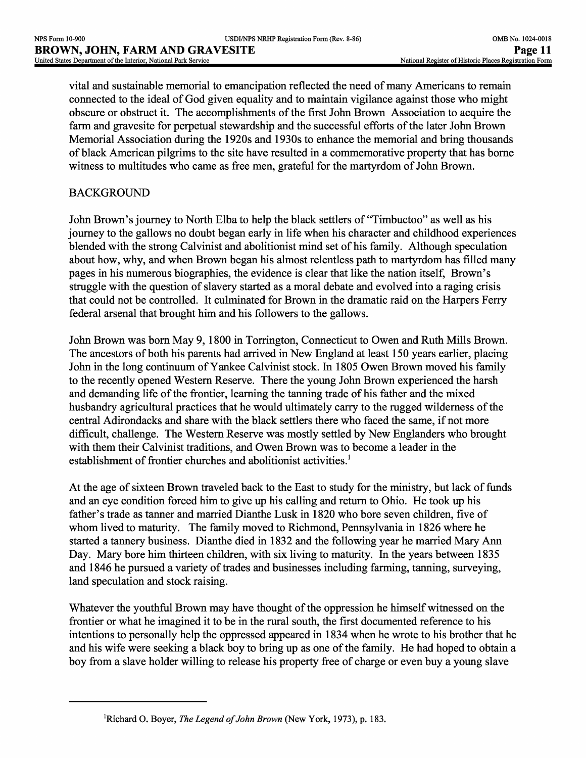vital and sustainable memorial to emancipation reflected the need of many Americans to remain connected to the ideal of God given equality and to maintain vigilance against those who might obscure or obstruct it. The accomplishments of the first John Brown Association to acquire the farm and gravesite for perpetual stewardship and the successful efforts of the later John Brown Memorial Association during the 1920s and 1930s to enhance the memorial and bring thousands of black American pilgrims to the site have resulted in a commemorative property that has borne witness to multitudes who came as free men, grateful for the martyrdom of John Brown.

## BACKGROUND

John Brown's journey to North Elba to help the black settlers of "Timbuctoo" as well as his journey to the gallows no doubt began early in life when his character and childhood experiences blended with the strong Calvinist and abolitionist mind set of his family. Although speculation about how, why, and when Brown began his almost relentless path to martyrdom has filled many pages in his numerous biographies, the evidence is clear that like the nation itself, Brown's struggle with the question of slavery started as a moral debate and evolved into a raging crisis that could not be controlled. It culminated for Brown in the dramatic raid on the Harpers Ferry federal arsenal that brought him and his followers to the gallows.

John Brown was born May 9, 1800 in Torrington, Connecticut to Owen and Ruth Mills Brown. The ancestors of both his parents had arrived in New England at least 150 years earlier, placing John in the long continuum of Yankee Calvinist stock. In 1805 Owen Brown moved his family to the recently opened Western Reserve. There the young John Brown experienced the harsh and demanding life of the frontier, learning the tanning trade of his father and the mixed husbandry agricultural practices that he would ultimately carry to the rugged wilderness of the central Adirondacks and share with the black settlers there who faced the same, if not more difficult, challenge. The Western Reserve was mostly settled by New Englanders who brought with them their Calvinist traditions, and Owen Brown was to become a leader in the establishment of frontier churches and abolitionist activities.[1]

At the age of sixteen Brown traveled back to the East to study for the ministry, but lack of funds and an eye condition forced him to give up his calling and return to Ohio. He took up his father's trade as tanner and married Dianthe Lusk in 1820 who bore seven children, five of whom lived to maturity. The family moved to Richmond, Pennsylvania in 1826 where he started a tannery business. Dianthe died in 1832 and the following year he married Mary Ann Day. Mary bore him thirteen children, with six living to maturity. In the years between 1835 and 1846 he pursued a variety of trades and businesses including farming, tanning, surveying, land speculation and stock raising.

Whatever the youthful Brown may have thought of the oppression he himself witnessed on the frontier or what he imagined it to be in the rural south, the first documented reference to his intentions to personally help the oppressed appeared in 1834 when he wrote to his brother that he and his wife were seeking a black boy to bring up as one of the family. He had hoped to obtain a boy from a slave holder willing to release his property free of charge or even buy a young slave

---

[1] Richard O. Boyer, *The Legend of John Brown* (New York, 1973), p. 183.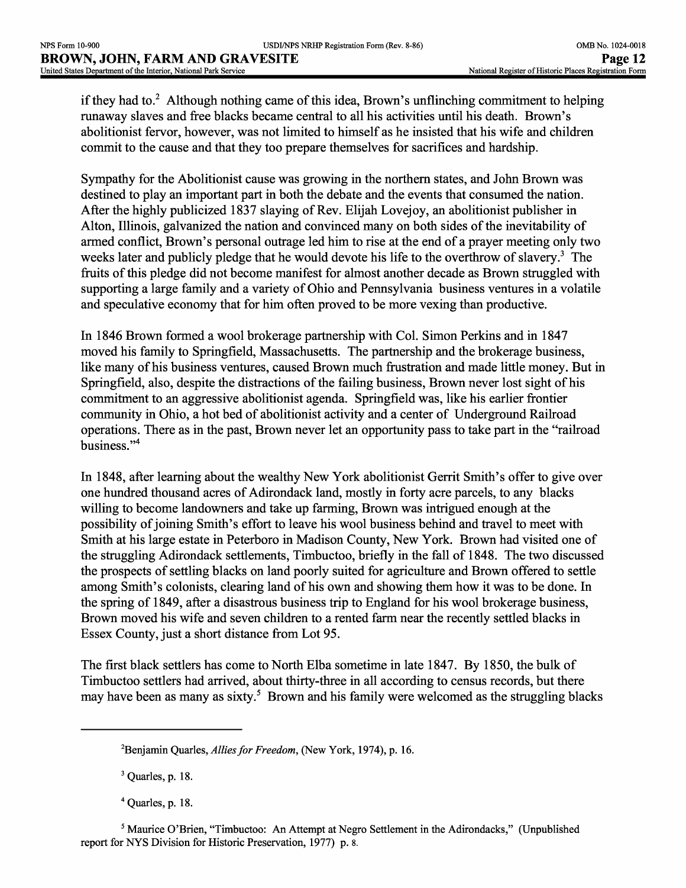if they had to.[2] Although nothing came of this idea, Brown's unflinching commitment to helping runaway slaves and free blacks became central to all his activities until his death. Brown's abolitionist fervor, however, was not limited to himself as he insisted that his wife and children commit to the cause and that they too prepare themselves for sacrifices and hardship.

Sympathy for the Abolitionist cause was growing in the northern states, and John Brown was destined to play an important part in both the debate and the events that consumed the nation. After the highly publicized 1837 slaying of Rev. Elijah Lovejoy, an abolitionist publisher in Alton, Illinois, galvanized the nation and convinced many on both sides of the inevitability of armed conflict, Brown's personal outrage led him to rise at the end of a prayer meeting only two weeks later and publicly pledge that he would devote his life to the overthrow of slavery.[3] The fruits of this pledge did not become manifest for almost another decade as Brown struggled with supporting a large family and a variety of Ohio and Pennsylvania business ventures in a volatile and speculative economy that for him often proved to be more vexing than productive.

In 1846 Brown formed a wool brokerage partnership with Col. Simon Perkins and in 1847 moved his family to Springfield, Massachusetts. The partnership and the brokerage business, like many of his business ventures, caused Brown much frustration and made little money. But in Springfield, also, despite the distractions of the failing business, Brown never lost sight of his commitment to an aggressive abolitionist agenda. Springfield was, like his earlier frontier community in Ohio, a hot bed of abolitionist activity and a center of Underground Railroad operations. There as in the past, Brown never let an opportunity pass to take part in the "railroad business."[4]

In 1848, after learning about the wealthy New York abolitionist Gerrit Smith's offer to give over one hundred thousand acres of Adirondack land, mostly in forty acre parcels, to any blacks willing to become landowners and take up farming, Brown was intrigued enough at the possibility of joining Smith's effort to leave his wool business behind and travel to meet with Smith at his large estate in Peterboro in Madison County, New York. Brown had visited one of the struggling Adirondack settlements, Timbuctoo, briefly in the fall of 1848. The two discussed the prospects of settling blacks on land poorly suited for agriculture and Brown offered to settle among Smith's colonists, clearing land of his own and showing them how it was to be done. In the spring of 1849, after a disastrous business trip to England for his wool brokerage business, Brown moved his wife and seven children to a rented farm near the recently settled blacks in Essex County, just a short distance from Lot 95.

The first black settlers has come to North Elba sometime in late 1847. By 1850, the bulk of Timbuctoo settlers had arrived, about thirty-three in all according to census records, but there may have been as many as sixty.[5] Brown and his family were welcomed as the struggling blacks

---

[2] Benjamin Quarles, *Allies for Freedom*, (New York, 1974), p. 16.

[3] Quarles, p. 18.

[4] Quarles, p. 18.

[5] Maurice O'Brien, "Timbuctoo: An Attempt at Negro Settlement in the Adirondacks," (Unpublished report for NYS Division for Historic Preservation, 1977) p. 8.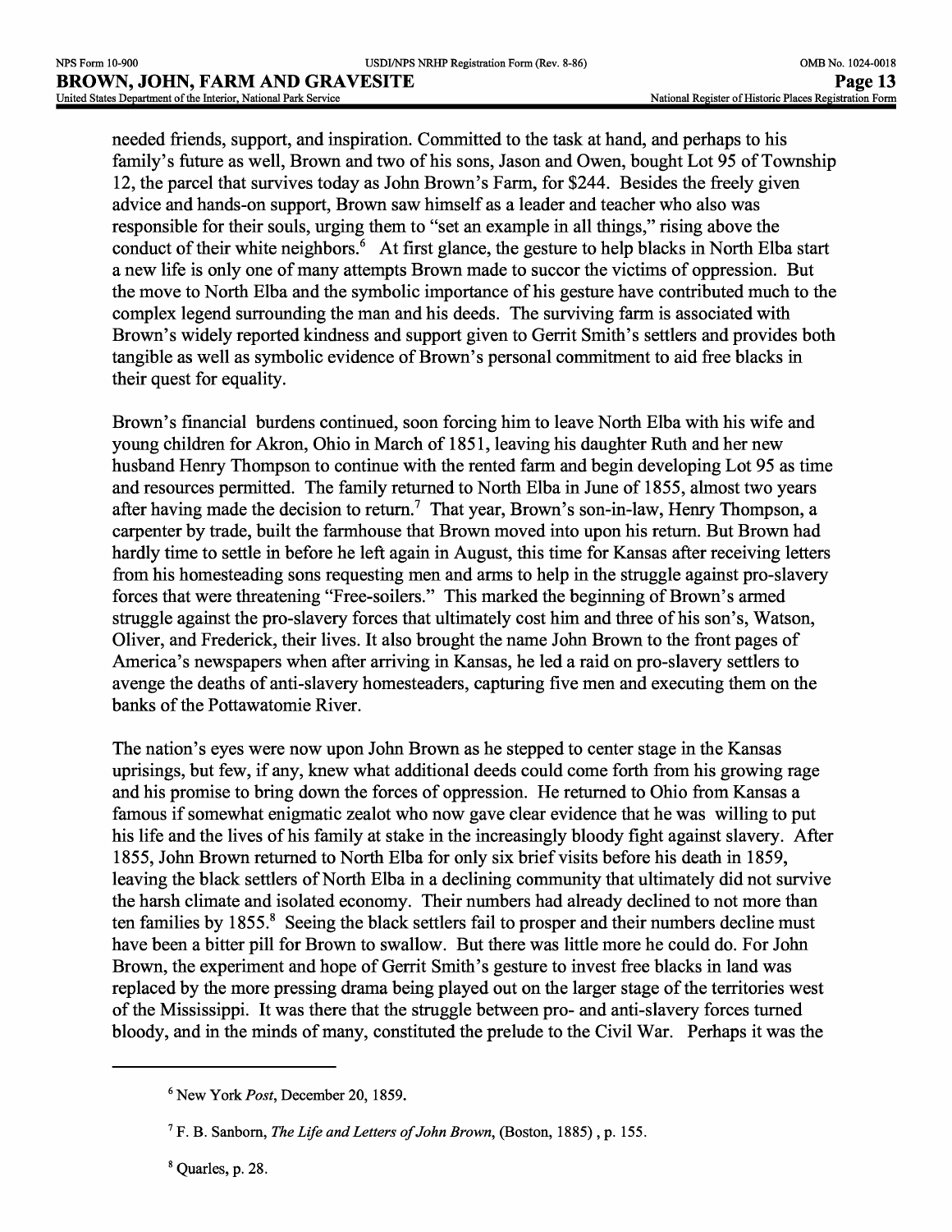needed friends, support, and inspiration. Committed to the task at hand, and perhaps to his family's future as well, Brown and two of his sons, Jason and Owen, bought Lot 95 of Township 12, the parcel that survives today as John Brown's Farm, for $244. Besides the freely given advice and hands-on support, Brown saw himself as a leader and teacher who also was responsible for their souls, urging them to "set an example in all things," rising above the conduct of their white neighbors.[6] At first glance, the gesture to help blacks in North Elba start a new life is only one of many attempts Brown made to succor the victims of oppression. But the move to North Elba and the symbolic importance of his gesture have contributed much to the complex legend surrounding the man and his deeds. The surviving farm is associated with Brown's widely reported kindness and support given to Gerrit Smith's settlers and provides both tangible as well as symbolic evidence of Brown's personal commitment to aid free blacks in their quest for equality.

Brown's financial burdens continued, soon forcing him to leave North Elba with his wife and young children for Akron, Ohio in March of 1851, leaving his daughter Ruth and her new husband Henry Thompson to continue with the rented farm and begin developing Lot 95 as time and resources permitted. The family returned to North Elba in June of 1855, almost two years after having made the decision to return.[7] That year, Brown's son-in-law, Henry Thompson, a carpenter by trade, built the farmhouse that Brown moved into upon his return. But Brown had hardly time to settle in before he left again in August, this time for Kansas after receiving letters from his homesteading sons requesting men and arms to help in the struggle against pro-slavery forces that were threatening "Free-soilers." This marked the beginning of Brown's armed struggle against the pro-slavery forces that ultimately cost him and three of his son's, Watson, Oliver, and Frederick, their lives. It also brought the name John Brown to the front pages of America's newspapers when after arriving in Kansas, he led a raid on pro-slavery settlers to avenge the deaths of anti-slavery homesteaders, capturing five men and executing them on the banks of the Pottawatomie River.

The nation's eyes were now upon John Brown as he stepped to center stage in the Kansas uprisings, but few, if any, knew what additional deeds could come forth from his growing rage and his promise to bring down the forces of oppression. He returned to Ohio from Kansas a famous if somewhat enigmatic zealot who now gave clear evidence that he was willing to put his life and the lives of his family at stake in the increasingly bloody fight against slavery. After 1855, John Brown returned to North Elba for only six brief visits before his death in 1859, leaving the black settlers of North Elba in a declining community that ultimately did not survive the harsh climate and isolated economy. Their numbers had already declined to not more than ten families by 1855.[8] Seeing the black settlers fail to prosper and their numbers decline must have been a bitter pill for Brown to swallow. But there was little more he could do. For John Brown, the experiment and hope of Gerrit Smith's gesture to invest free blacks in land was replaced by the more pressing drama being played out on the larger stage of the territories west of the Mississippi. It was there that the struggle between pro- and anti-slavery forces turned bloody, and in the minds of many, constituted the prelude to the Civil War. Perhaps it was the

[6] New York *Post*, December 20, 1859.

[7] F. B. Sanborn, *The Life and Letters of John Brown*, (Boston, 1885) , p. 155.

[8] Quarles, p. 28.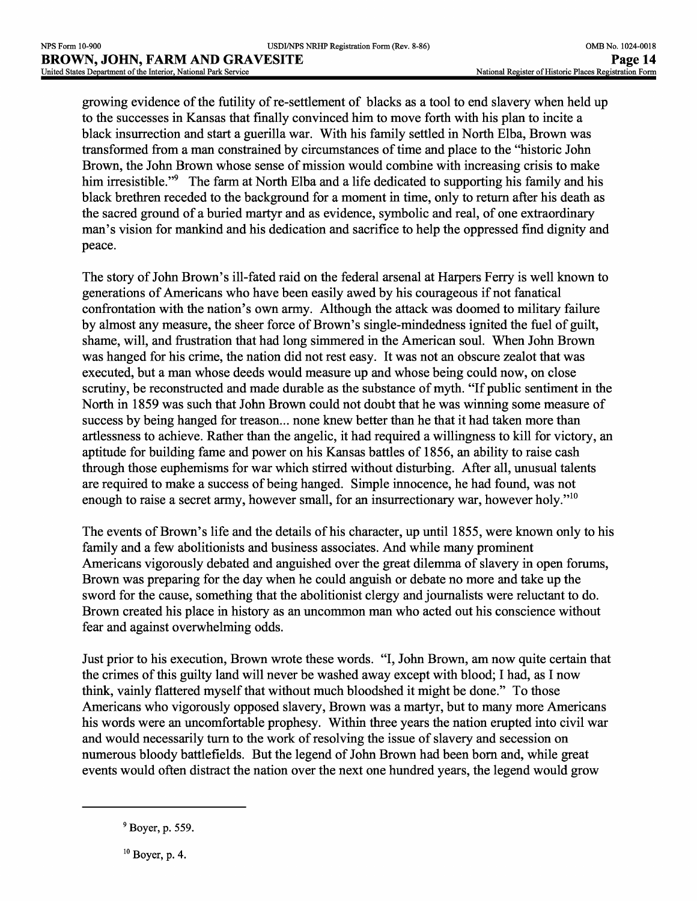growing evidence of the futility of re-settlement of blacks as a tool to end slavery when held up to the successes in Kansas that finally convinced him to move forth with his plan to incite a black insurrection and start a guerilla war. With his family settled in North Elba, Brown was transformed from a man constrained by circumstances of time and place to the "historic John Brown, the John Brown whose sense of mission would combine with increasing crisis to make him irresistible."[9] The farm at North Elba and a life dedicated to supporting his family and his black brethren receded to the background for a moment in time, only to return after his death as the sacred ground of a buried martyr and as evidence, symbolic and real, of one extraordinary man's vision for mankind and his dedication and sacrifice to help the oppressed find dignity and peace.

The story of John Brown's ill-fated raid on the federal arsenal at Harpers Ferry is well known to generations of Americans who have been easily awed by his courageous if not fanatical confrontation with the nation's own army. Although the attack was doomed to military failure by almost any measure, the sheer force of Brown's single-mindedness ignited the fuel of guilt, shame, will, and frustration that had long simmered in the American soul. When John Brown was hanged for his crime, the nation did not rest easy. It was not an obscure zealot that was executed, but a man whose deeds would measure up and whose being could now, on close scrutiny, be reconstructed and made durable as the substance of myth. "If public sentiment in the North in 1859 was such that John Brown could not doubt that he was winning some measure of success by being hanged for treason... none knew better than he that it had taken more than artlessness to achieve. Rather than the angelic, it had required a willingness to kill for victory, an aptitude for building fame and power on his Kansas battles of 1856, an ability to raise cash through those euphemisms for war which stirred without disturbing. After all, unusual talents are required to make a success of being hanged. Simple innocence, he had found, was not enough to raise a secret army, however small, for an insurrectionary war, however holy."[10]

The events of Brown's life and the details of his character, up until 1855, were known only to his family and a few abolitionists and business associates. And while many prominent Americans vigorously debated and anguished over the great dilemma of slavery in open forums, Brown was preparing for the day when he could anguish or debate no more and take up the sword for the cause, something that the abolitionist clergy and journalists were reluctant to do. Brown created his place in history as an uncommon man who acted out his conscience without fear and against overwhelming odds.

Just prior to his execution, Brown wrote these words. "I, John Brown, am now quite certain that the crimes of this guilty land will never be washed away except with blood; I had, as I now think, vainly flattered myself that without much bloodshed it might be done." To those Americans who vigorously opposed slavery, Brown was a martyr, but to many more Americans his words were an uncomfortable prophesy. Within three years the nation erupted into civil war and would necessarily turn to the work of resolving the issue of slavery and secession on numerous bloody battlefields. But the legend of John Brown had been born and, while great events would often distract the nation over the next one hundred years, the legend would grow

---

[9] Boyer, p. 559.

[10] Boyer, p. 4.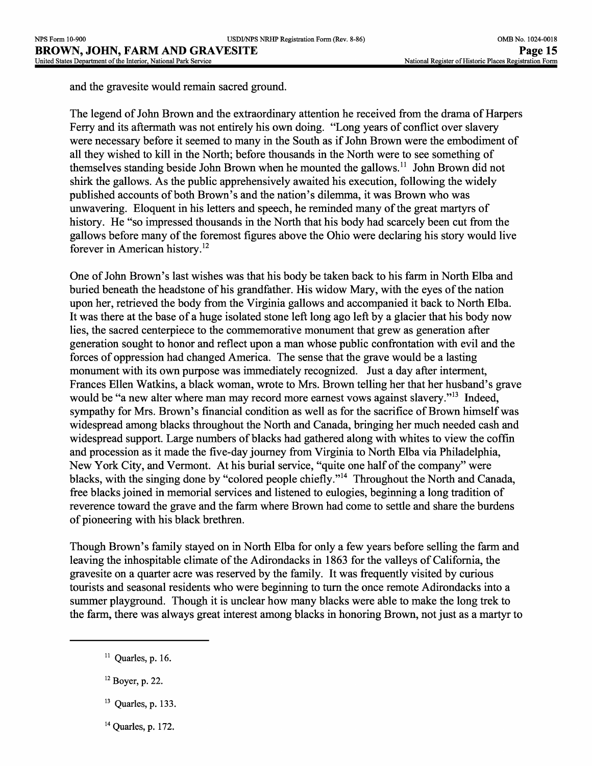and the gravesite would remain sacred ground.

The legend of John Brown and the extraordinary attention he received from the drama of Harpers Ferry and its aftermath was not entirely his own doing. "Long years of conflict over slavery were necessary before it seemed to many in the South as if John Brown were the embodiment of all they wished to kill in the North; before thousands in the North were to see something of themselves standing beside John Brown when he mounted the gallows.[11] John Brown did not shirk the gallows. As the public apprehensively awaited his execution, following the widely published accounts of both Brown's and the nation's dilemma, it was Brown who was unwavering. Eloquent in his letters and speech, he reminded many of the great martyrs of history. He "so impressed thousands in the North that his body had scarcely been cut from the gallows before many of the foremost figures above the Ohio were declaring his story would live forever in American history.[12]

One of John Brown's last wishes was that his body be taken back to his farm in North Elba and buried beneath the headstone of his grandfather. His widow Mary, with the eyes of the nation upon her, retrieved the body from the Virginia gallows and accompanied it back to North Elba. It was there at the base of a huge isolated stone left long ago left by a glacier that his body now lies, the sacred centerpiece to the commemorative monument that grew as generation after generation sought to honor and reflect upon a man whose public confrontation with evil and the forces of oppression had changed America. The sense that the grave would be a lasting monument with its own purpose was immediately recognized. Just a day after interment, Frances Ellen Watkins, a black woman, wrote to Mrs. Brown telling her that her husband's grave would be "a new alter where man may record more earnest vows against slavery."[13] Indeed, sympathy for Mrs. Brown's financial condition as well as for the sacrifice of Brown himself was widespread among blacks throughout the North and Canada, bringing her much needed cash and widespread support. Large numbers of blacks had gathered along with whites to view the coffin and procession as it made the five-day journey from Virginia to North Elba via Philadelphia, New York City, and Vermont. At his burial service, "quite one half of the company" were blacks, with the singing done by "colored people chiefly."[14] Throughout the North and Canada, free blacks joined in memorial services and listened to eulogies, beginning a long tradition of reverence toward the grave and the farm where Brown had come to settle and share the burdens of pioneering with his black brethren.

Though Brown's family stayed on in North Elba for only a few years before selling the farm and leaving the inhospitable climate of the Adirondacks in 1863 for the valleys of California, the gravesite on a quarter acre was reserved by the family. It was frequently visited by curious tourists and seasonal residents who were beginning to turn the once remote Adirondacks into a summer playground. Though it is unclear how many blacks were able to make the long trek to the farm, there was always great interest among blacks in honoring Brown, not just as a martyr to

---

[11] Quarles, p. 16.

[12] Boyer, p. 22.

[13] Quarles, p. 133.

[14] Quarles, p. 172.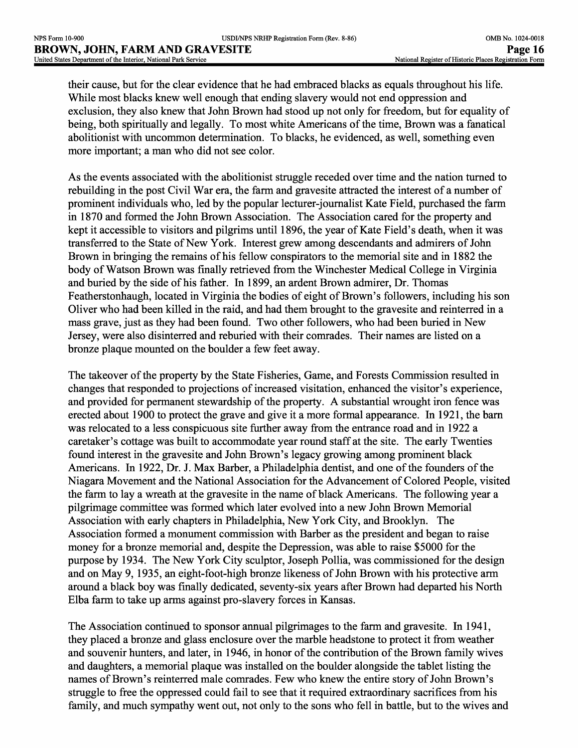their cause, but for the clear evidence that he had embraced blacks as equals throughout his life. While most blacks knew well enough that ending slavery would not end oppression and exclusion, they also knew that John Brown had stood up not only for freedom, but for equality of being, both spiritually and legally. To most white Americans of the time, Brown was a fanatical abolitionist with uncommon determination. To blacks, he evidenced, as well, something even more important; a man who did not see color.

As the events associated with the abolitionist struggle receded over time and the nation turned to rebuilding in the post Civil War era, the farm and gravesite attracted the interest of a number of prominent individuals who, led by the popular lecturer-journalist Kate Field, purchased the farm in 1870 and formed the John Brown Association. The Association cared for the property and kept it accessible to visitors and pilgrims until 1896, the year of Kate Field's death, when it was transferred to the State of New York. Interest grew among descendants and admirers of John Brown in bringing the remains of his fellow conspirators to the memorial site and in 1882 the body of Watson Brown was finally retrieved from the Winchester Medical College in Virginia and buried by the side of his father. In 1899, an ardent Brown admirer, Dr. Thomas Featherstonhaugh, located in Virginia the bodies of eight of Brown's followers, including his son Oliver who had been killed in the raid, and had them brought to the gravesite and reinterred in a mass grave, just as they had been found. Two other followers, who had been buried in New Jersey, were also disinterred and reburied with their comrades. Their names are listed on a bronze plaque mounted on the boulder a few feet away.

The takeover of the property by the State Fisheries, Game, and Forests Commission resulted in changes that responded to projections of increased visitation, enhanced the visitor's experience, and provided for permanent stewardship of the property. A substantial wrought iron fence was erected about 1900 to protect the grave and give it a more formal appearance. In 1921, the barn was relocated to a less conspicuous site further away from the entrance road and in 1922 a caretaker's cottage was built to accommodate year round staff at the site. The early Twenties found interest in the gravesite and John Brown's legacy growing among prominent black Americans. In 1922, Dr. J. Max Barber, a Philadelphia dentist, and one of the founders of the Niagara Movement and the National Association for the Advancement of Colored People, visited the farm to lay a wreath at the gravesite in the name of black Americans. The following year a pilgrimage committee was formed which later evolved into a new John Brown Memorial Association with early chapters in Philadelphia, New York City, and Brooklyn. The Association formed a monument commission with Barber as the president and began to raise money for a bronze memorial and, despite the Depression, was able to raise $5000 for the purpose by 1934. The New York City sculptor, Joseph Pollia, was commissioned for the design and on May 9, 1935, an eight-foot-high bronze likeness of John Brown with his protective arm around a black boy was finally dedicated, seventy-six years after Brown had departed his North Elba farm to take up arms against pro-slavery forces in Kansas.

The Association continued to sponsor annual pilgrimages to the farm and gravesite. In 1941, they placed a bronze and glass enclosure over the marble headstone to protect it from weather and souvenir hunters, and later, in 1946, in honor of the contribution of the Brown family wives and daughters, a memorial plaque was installed on the boulder alongside the tablet listing the names of Brown's reinterred male comrades. Few who knew the entire story of John Brown's struggle to free the oppressed could fail to see that it required extraordinary sacrifices from his family, and much sympathy went out, not only to the sons who fell in battle, but to the wives and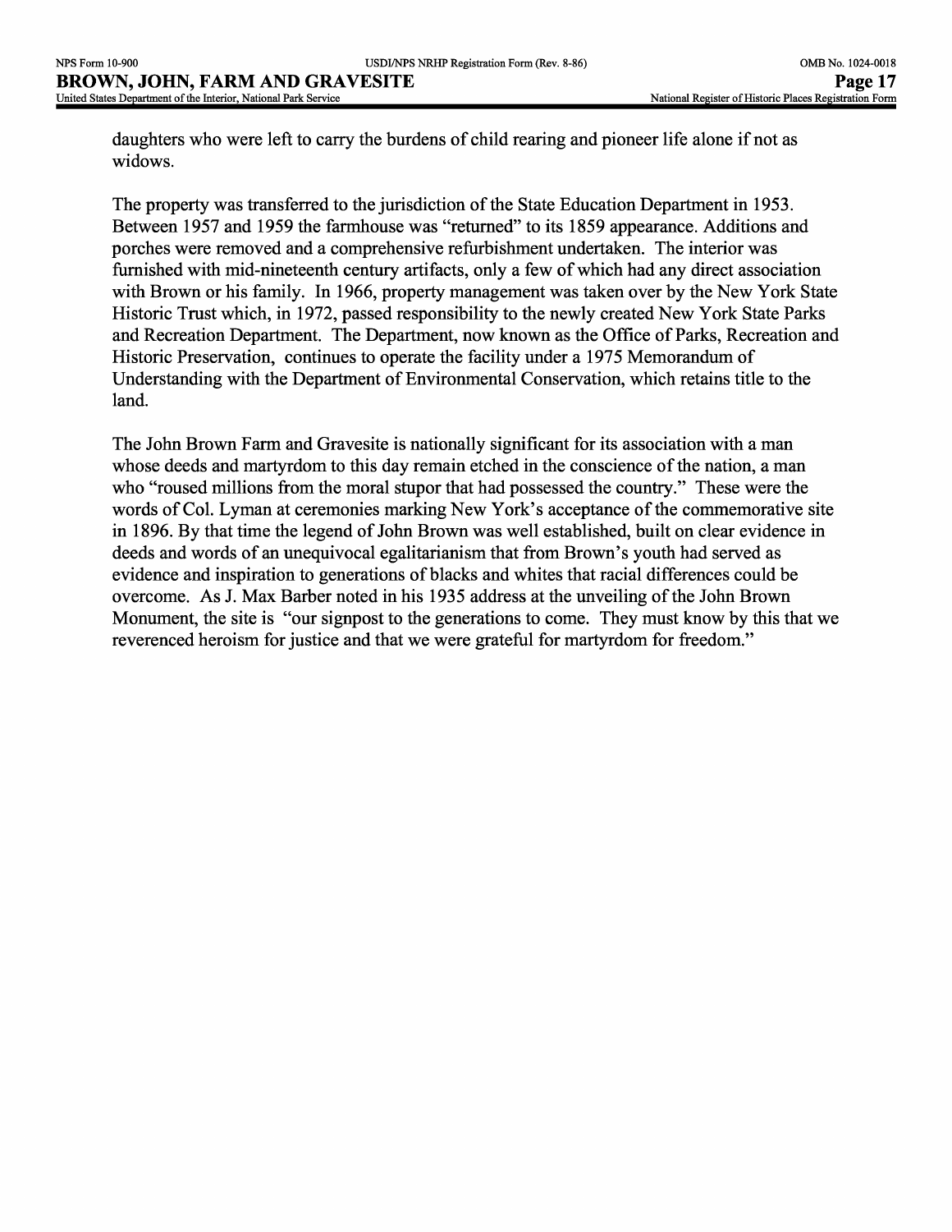daughters who were left to carry the burdens of child rearing and pioneer life alone if not as widows.

The property was transferred to the jurisdiction of the State Education Department in 1953. Between 1957 and 1959 the farmhouse was "returned" to its 1859 appearance. Additions and porches were removed and a comprehensive refurbishment undertaken. The interior was furnished with mid-nineteenth century artifacts, only a few of which had any direct association with Brown or his family. In 1966, property management was taken over by the New York State Historic Trust which, in 1972, passed responsibility to the newly created New York State Parks and Recreation Department. The Department, now known as the Office of Parks, Recreation and Historic Preservation, continues to operate the facility under a 1975 Memorandum of Understanding with the Department of Environmental Conservation, which retains title to the land.

The John Brown Farm and Gravesite is nationally significant for its association with a man whose deeds and martyrdom to this day remain etched in the conscience of the nation, a man who "roused millions from the moral stupor that had possessed the country." These were the words of Col. Lyman at ceremonies marking New York's acceptance of the commemorative site in 1896. By that time the legend of John Brown was well established, built on clear evidence in deeds and words of an unequivocal egalitarianism that from Brown's youth had served as evidence and inspiration to generations of blacks and whites that racial differences could be overcome. As J. Max Barber noted in his 1935 address at the unveiling of the John Brown Monument, the site is "our signpost to the generations to come. They must know by this that we reverenced heroism for justice and that we were grateful for martyrdom for freedom."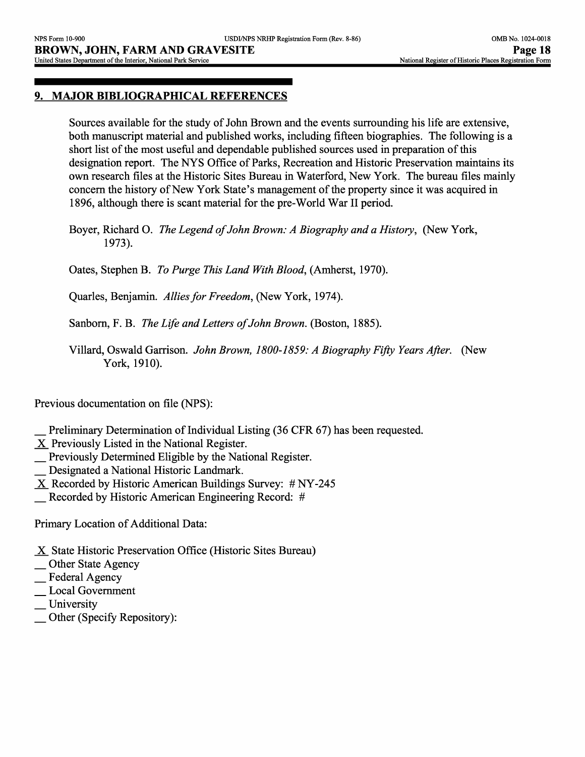## 9. MAJOR BIBLIOGRAPHICAL REFERENCES

Sources available for the study of John Brown and the events surrounding his life are extensive, both manuscript material and published works, including fifteen biographies. The following is a short list of the most useful and dependable published sources used in preparation of this designation report. The NYS Office of Parks, Recreation and Historic Preservation maintains its own research files at the Historic Sites Bureau in Waterford, New York. The bureau files mainly concern the history of New York State's management of the property since it was acquired in 1896, although there is scant material for the pre-World War II period.

Boyer, Richard O. *The Legend of John Brown: A Biography and a History*, (New York, 1973).

Oates, Stephen B. *To Purge This Land With Blood*, (Amherst, 1970).

Quarles, Benjamin. *Allies for Freedom*, (New York, 1974).

Sanborn, F. B. *The Life and Letters of John Brown*. (Boston, 1885).

Villard, Oswald Garrison. *John Brown, 1800-1859: A Biography Fifty Years After*. (New York, 1910).

Previous documentation on file (NPS):

__ Preliminary Determination of Individual Listing (36 CFR 67) has been requested.
X Previously Listed in the National Register.
__ Previously Determined Eligible by the National Register.
__ Designated a National Historic Landmark.
X Recorded by Historic American Buildings Survey: # NY-245
__ Recorded by Historic American Engineering Record: #

Primary Location of Additional Data:

X State Historic Preservation Office (Historic Sites Bureau)
__ Other State Agency
__ Federal Agency
__ Local Government
__ University
__ Other (Specify Repository):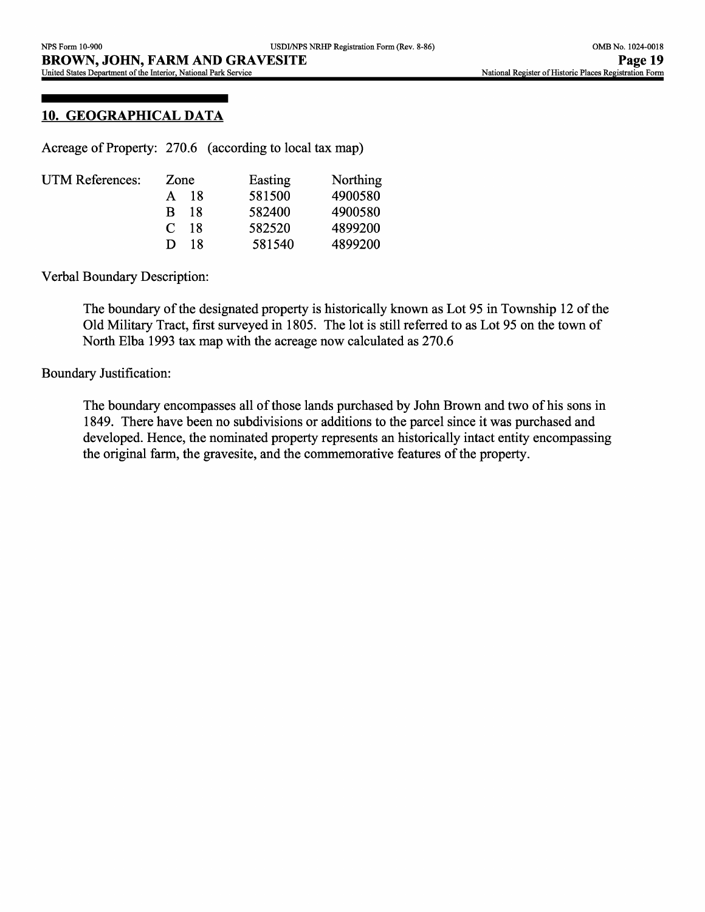## 10. GEOGRAPHICAL DATA

Acreage of Property: 270.6 (according to local tax map)

UTM References:

| | Zone | Easting | Northing |
|---|---|---|---|
| A | 18 | 581500 | 4900580 |
| B | 18 | 582400 | 4900580 |
| C | 18 | 582520 | 4899200 |
| D | 18 | 581540 | 4899200 |

Verbal Boundary Description:

The boundary of the designated property is historically known as Lot 95 in Township 12 of the Old Military Tract, first surveyed in 1805. The lot is still referred to as Lot 95 on the town of North Elba 1993 tax map with the acreage now calculated as 270.6

Boundary Justification:

The boundary encompasses all of those lands purchased by John Brown and two of his sons in 1849. There have been no subdivisions or additions to the parcel since it was purchased and developed. Hence, the nominated property represents an historically intact entity encompassing the original farm, the gravesite, and the commemorative features of the property.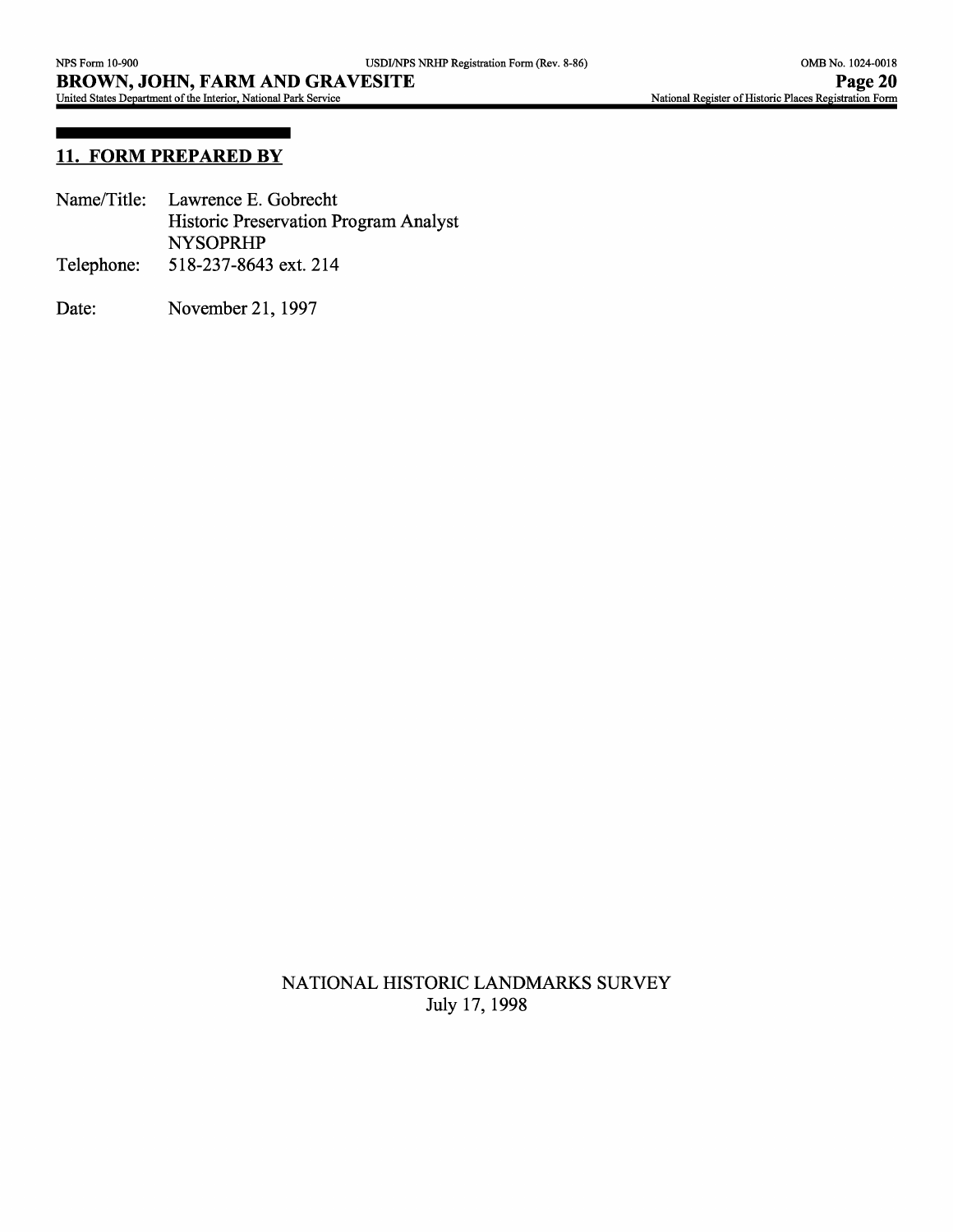## 11. FORM PREPARED BY

Name/Title: Lawrence E. Gobrecht
Historic Preservation Program Analyst
NYSOPRHP

Telephone: 518-237-8643 ext. 214

Date: November 21, 1997

NATIONAL HISTORIC LANDMARKS SURVEY
July 17, 1998